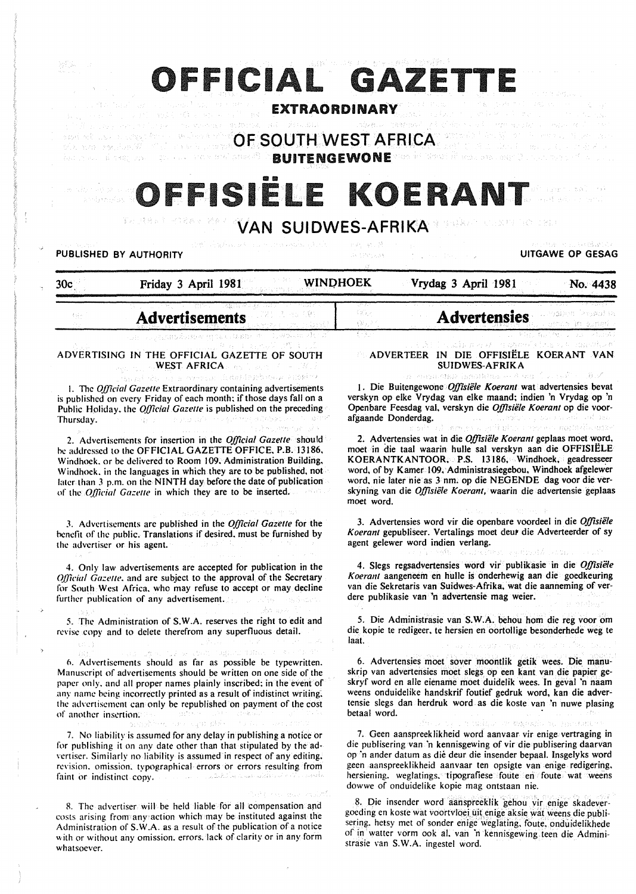# OFFICIAL GAZETTE

**EXTRAORDINARY**

## OF SOUTH WEST AFRICA

**BUITENGEWONE**

# OFFISIËLE KOERANT

## VAN SUIDWES-AFRIKA

PUBLISHED BY AUTHORITY — UITGAWE OP GESAG

30c — Friday 3 April 1981 — WINDHOEK — Vrydag 3 April 1981 — No. 4438

## Advertisements

### ADVERTISING IN THE OFFICIAL GAZETTE OF SOUTH WEST AFRICA

1. The *Official Gazette* Extraordinary containing advertisements is published on every Friday of each month: if those days fall on a Public Holiday, the *Official Gazette* is published on the preceding Thursday.

2. Advertisements for insertion in the *Official Gazette* should be addressed to the OFFICIAL GAZETTE OFFICE, P.B. 13186, Windhoek, or be delivered to Room 109, Administration Building, Windhoek, in the languages in which they are to be published, not later than 3 p.m. on the NINTH day before the date of publication of the *Official Gazette* in which they are to be inserted.

3. Advertisements are published in the *Official Gazette* for the benefit of the public. Translations if desired, must be furnished by the advertiser or his agent.

4. Only law advertisements are accepted for publication in the *Official Gazette*, and are subject to the approval of the Secretary for South West Africa, who may refuse to accept or may decline further publication of any advertisement.

5. The Administration of S.W.A. reserves the right to edit and revise copy and to delete therefrom any superfluous detail.

6. Advertisements should as far as possible be typewritten. Manuscript of advertisements should be written on one side of the paper only, and all proper names plainly inscribed; in the event of any name being incorrectly printed as a result of indistinct writing, the advertisement can only be republished on payment of the cost of another insertion.

7. No liability is assumed for any delay in publishing a notice or for publishing it on any date other than that stipulated by the advertiser. Similarly no liability is assumed in respect of any editing, revision, omission, typographical errors or errors resulting from faint or indistinct copy.

8. The advertiser will be held liable for all compensation and costs arising from any action which may be instituted against the Administration of S.W.A. as a result of the publication of a notice with or without any omission, errors, lack of clarity or in any form whatsoever.

## Advertensies

### ADVERTEER IN DIE OFFISIËLE KOERANT VAN SUIDWES-AFRIKA

1. Die Buitengewone *Offisiële Koerant* wat advertensies bevat verskyn op elke Vrydag van elke maand; indien 'n Vrydag op 'n Openbare Feesdag val, verskyn die *Offisiële Koerant* op die voorafgaande Donderdag.

2. Advertensies wat in die *Offisiële Koerant* geplaas moet word, moet in die taal waarin hulle sal verskyn aan die OFFISIËLE KOERANTKANTOOR, P.S. 13186, Windhoek, geadresseer word, of by Kamer 109, Administrasiegebou, Windhoek afgelewer word, nie later nie as 3 nm. op die NEGENDE dag voor die verskyning van die *Offisiële Koerant*, waarin die advertensie geplaas moet word.

3. Advertensies word vir die openbare voordeel in die *Offisiële Koerant* gepubliseer. Vertalings moet deur die Adverteerder of sy agent gelewer word indien verlang.

4. Slegs regsadvertensies word vir publikasie in die *Offisiële Koerant* aangeneem en hulle is onderhewig aan die goedkeuring van die Sekretaris van Suidwes-Afrika, wat die aanneming of verdere publikasie van 'n advertensie mag weier.

5. Die Administrasie van S.W.A. behou hom die reg voor om die kopie te redigeer, te hersien en oortollige besonderhede weg te laat.

6. Advertensies moet sover moontlik getik wees. Die manuskrip van advertensies moet slegs op een kant van die papier geskryf word en alle eiename moet duidelik wees. In geval 'n naam weens onduidelike handskrif foutief gedruk word, kan die advertensie slegs dan herdruk word as die koste van 'n nuwe plasing betaal word.

7. Geen aanspreeklikheid word aanvaar vir enige vertraging in die publisering van 'n kennisgewing of vir die publisering daarvan op 'n ander datum as dié deur die insender bepaal. Insgelyks word geen aanspreeklikheid aanvaar ten opsigte van enige redigering, hersiening, weglatings, tipografiese foute en foute wat weens dowwe of onduidelike kopie mag ontstaan nie.

8. Die insender word aanspreeklik gehou vir enige skadevergoeding en koste wat voortvloei uit enige aksie wat weens die publisering, hetsy met of sonder enige weglating, foute, onduidelikhede of in watter vorm ook al, van 'n kennisgewing teen die Administrasie van S.W.A. ingestel word.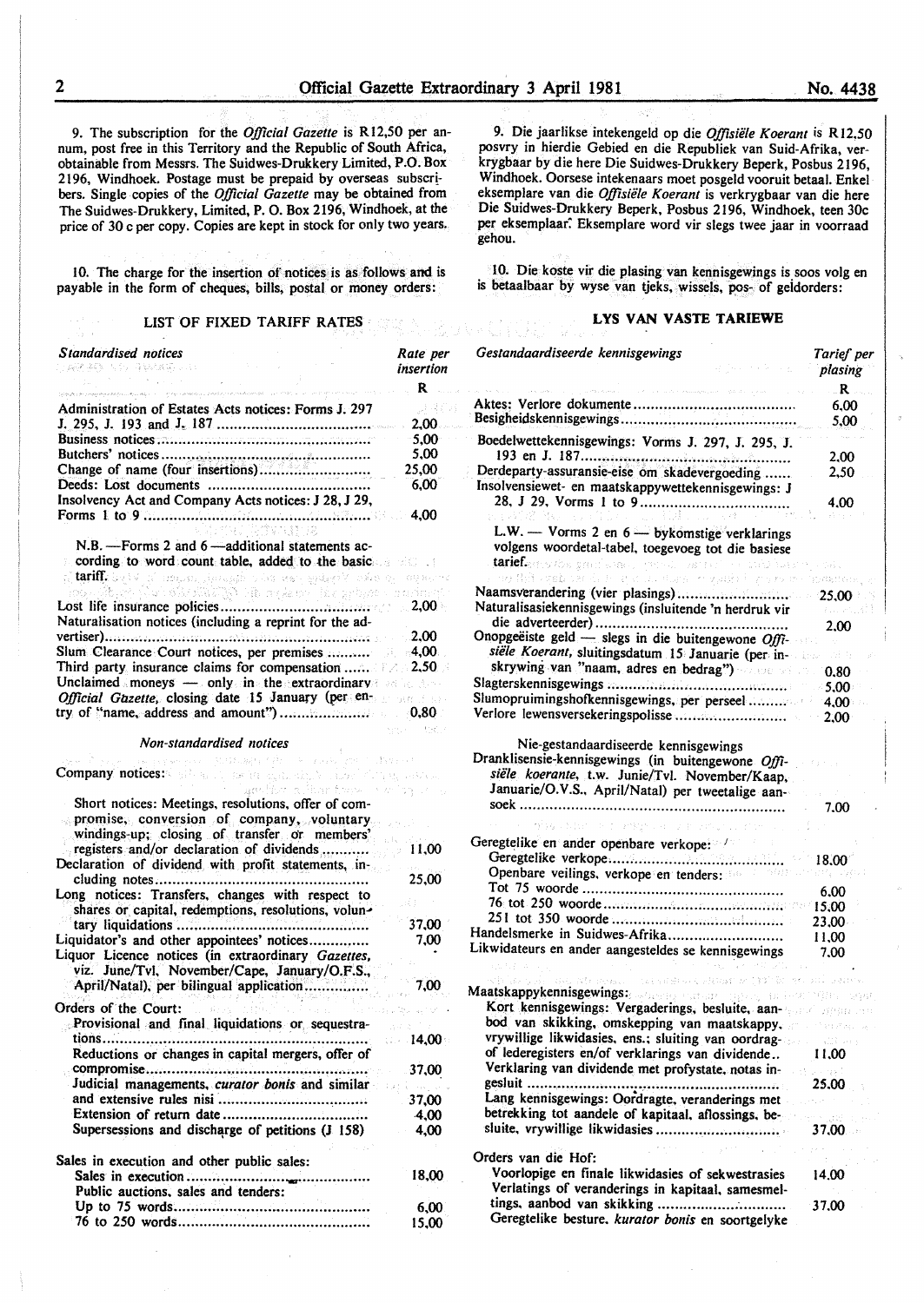9. The subscription for the *Official Gazette* is R12,50 per annum, post free in this Territory and the Republic of South Africa, obtainable from Messrs. The Suidwes-Drukkery Limited, P.O. Box 2196, Windhoek. Postage must be prepaid by overseas subscribers. Single copies of the *Official Gazette* may be obtained from The Suidwes-Drukkery, Limited, P. O. Box 2196, Windhoek, at the price of 30 c per copy. Copies are kept in stock for only two years.

10. The charge for the insertion of notices is as follows and is payable in the form of cheques, bills, postal or money orders:

### LIST OF FIXED TARIFF RATES

| *Standardised notices* | Rate per insertion R |
|---|---|
| Administration of Estates Acts notices: Forms J. 297 J. 295, J. 193 and J. 187 | 2,00 |
| Business notices | 5,00 |
| Butchers' notices | 5,00 |
| Change of name (four insertions) | 25,00 |
| Deeds: Lost documents | 6,00 |
| Insolvency Act and Company Acts notices: J 28, J 29, Forms 1 to 9 | 4,00 |
| N.B. —Forms 2 and 6 —additional statements according to word count table, added to the basic tariff. | |
| Lost life insurance policies | 2,00 |
| Naturalisation notices (including a reprint for the advertiser) | 2,00 |
| Slum Clearance Court notices, per premises | 4,00 |
| Third party insurance claims for compensation | 2,50 |
| Unclaimed moneys — only in the extraordinary *Official Gazette*, closing date 15 January (per entry of "name, address and amount") | 0,80 |

| *Non-standardised notices* | |
|---|---|
| Company notices: | |
| Short notices: Meetings, resolutions, offer of compromise, conversion of company, voluntary windings-up; closing of transfer or members' registers and/or declaration of dividends | 11,00 |
| Declaration of dividend with profit statements, including notes | 25,00 |
| Long notices: Transfers, changes with respect to shares or capital, redemptions, resolutions, voluntary liquidations | 37,00 |
| Liquidator's and other appointees' notices | 7,00 |
| Liquor Licence notices (in extraordinary *Gazettes*, viz. June/Tvl, November/Cape, January/O.F.S., April/Natal), per bilingual application | 7,00 |
| Orders of the Court: | |
| Provisional and final liquidations or sequestrations | 14,00 |
| Reductions or changes in capital mergers, offer of compromise | 37,00 |
| Judicial managements, *curator bonis* and similar and extensive rules nisi | 37,00 |
| Extension of return date | 4,00 |
| Supersessions and discharge of petitions (J 158) | 4,00 |
| Sales in execution and other public sales: | |
| Sales in execution | 18,00 |
| Public auctions, sales and tenders: | |
| Up to 75 words | 6,00 |
| 76 to 250 words | 15,00 |

9. Die jaarlikse intekengeld op die *Offisiële Koerant* is R12,50 posvry in hierdie Gebied en die Republiek van Suid-Afrika, verkrygbaar by die here Die Suidwes-Drukkery Beperk, Posbus 2196, Windhoek. Oorsese intekenaars moet posgeld vooruit betaal. Enkel eksemplare van die *Offisiële Koerant* is verkrygbaar van die here Die Suidwes-Drukkery Beperk, Posbus 2196, Windhoek, teen 30c per eksemplaar. Eksemplare word vir slegs twee jaar in voorraad gehou.

10. Die koste vir die plasing van kennisgewings is soos volg en is betaalbaar by wyse van tjeks, wissels, pos- of geldorders:

### LYS VAN VASTE TARIEWE

| *Gestandaardiseerde kennisgewings* | *Tarief per plasing* R |
|---|---|
| Aktes: Verlore dokumente | 6,00 |
| Besigheidskennisgewings | 5,00 |
| Boedelwettekennisgewings: Vorms J. 297, J. 295, J. 193 en J. 187 | 2,00 |
| Derdeparty-assuransie-eise om skadevergoeding | 2,50 |
| Insolvensiewet- en maatskappywettekennisgewings: J 28, J 29, Vorms 1 to 9 | 4,00 |
| L.W. — Vorms 2 en 6 — bykomstige verklarings volgens woordetal-tabel, toegevoeg tot die basiese tarief. | |
| Naamsverandering (vier plasings) | 25,00 |
| Naturalisasiekennisgewings (insluitende 'n herdruk vir die adverteerder) | 2,00 |
| Onopgeëiste geld — slegs in die buitengewone *Offisiële Koerant*, sluitingsdatum 15 Januarie (per inskrywing van "naam, adres en bedrag") | 0,80 |
| Slagterskennisgewings | 5,00 |
| Slumopruimingshofkennisgewings, per perseel | 4,00 |
| Verlore lewensversekeringspolisse | 2,00 |

| Nie-gestandaardiseerde kennisgewings | |
|---|---|
| Dranklisensie-kennisgewings (in buitengewone *Offisiële koerante*, t.w. Junie/Tvl. November/Kaap, Januarie/O.V.S., April/Natal) per tweetalige aansoek | 7,00 |
| Geregtelike en ander openbare verkope: | |
| Geregtelike verkope | 18,00 |
| Openbare veilings, verkope en tenders: | |
| Tot 75 woorde | 6,00 |
| 76 tot 250 woorde | 15,00 |
| 251 tot 350 woorde | 23,00 |
| Handelsmerke in Suidwes-Afrika | 11,00 |
| Likwidateurs en ander aangesteldes se kennisgewings | 7,00 |
| Maatskappykennisgewings: | |
| Kort kennisgewings: Vergaderings, besluite, aanbod van skikking, omskepping van maatskappy, vrywillige likwidasies, ens.; sluiting van oordragof lederegisters en/of verklarings van dividende.. | 11,00 |
| Verklaring van dividende met profystate, notas ingesluit | 25,00 |
| Lang kennisgewings: Oordragte, veranderings met betrekking tot aandele of kapitaal, aflossings, besluite, vrywillige likwidasies | 37,00 |
| Orders van die Hof: | |
| Voorlopige en finale likwidasies of sekwestrasies | 14,00 |
| Verlatings of veranderings in kapitaal, samesmeltings, aanbod van skikking | 37,00 |
| Geregtelike besture, *kurator bonis* en soortgelyke | |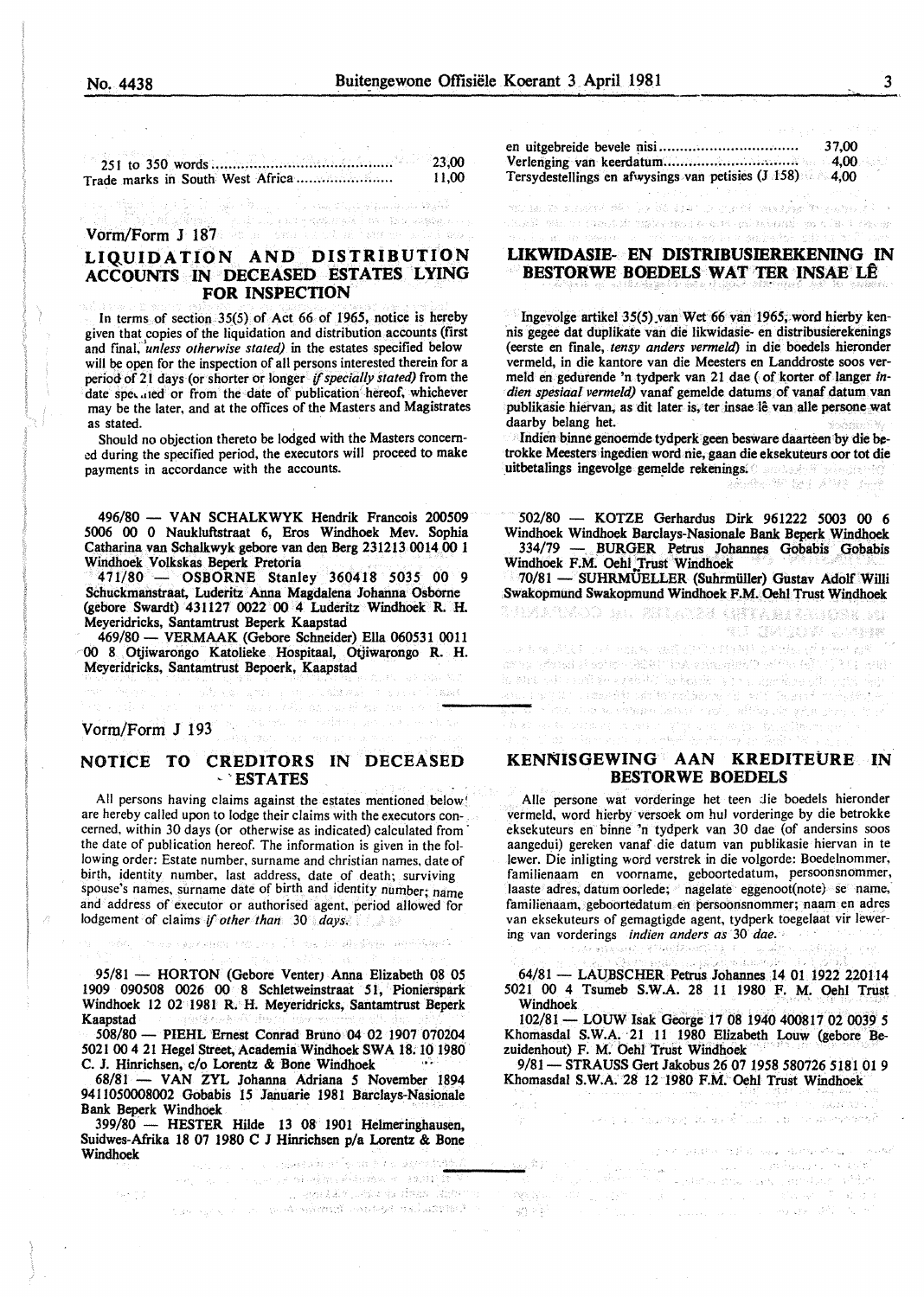| | |
|---|---|
| 251 to 350 words | 23,00 |
| Trade marks in South West Africa | 11,00 |

Vorm/Form J 187

## LIQUIDATION AND DISTRIBUTION ACCOUNTS IN DECEASED ESTATES LYING FOR INSPECTION

In terms of section 35(5) of Act 66 of 1965, notice is hereby given that copies of the liquidation and distribution accounts (first and final, *unless otherwise stated*) in the estates specified below will be open for the inspection of all persons interested therein for a period of 21 days (or shorter or longer *if specially stated*) from the date specified or from the date of publication hereof, whichever may be the later, and at the offices of the Masters and Magistrates as stated.

Should no objection thereto be lodged with the Masters concerned during the specified period, the executors will proceed to make payments in accordance with the accounts.

496/80 — VAN SCHALKWYK Hendrik Francois 200509 5006 00 0 Naukluftstraat 6, Eros Windhoek Mev. Sophia Catharina van Schalkwyk gebore van den Berg 231213 0014 00 1 Windhoek Volkskas Beperk Pretoria

471/80 — OSBORNE Stanley 360418 5035 00 9 Schuckmanstraat, Luderitz Anna Magdalena Johanna Osborne (gebore Swardt) 431127 0022 00 4 Luderitz Windhoek R. H. Meyeridricks, Santamtrust Beperk Kaapstad

469/80 — VERMAAK (Gebore Schneider) Ella 060531 0011 00 8 Otjiwarongo Katolieke Hospitaal, Otjiwarongo R. H. Meyeridricks, Santamtrust Bepoerk, Kaapstad

Vorm/Form J 193

## NOTICE TO CREDITORS IN DECEASED ESTATES

All persons having claims against the estates mentioned below are hereby called upon to lodge their claims with the executors concerned, within 30 days (or otherwise as indicated) calculated from the date of publication hereof. The information is given in the following order: Estate number, surname and christian names, date of birth, identity number, last address, date of death; surviving spouse's names, surname date of birth and identity number; name and address of executor or authorised agent, period allowed for lodgement of claims *if other than 30 days*.

95/81 — HORTON (Gebore Venter) Anna Elizabeth 08 05 1909 090508 0026 00 8 Schletweinstraat 51, Pionierspark Windhoek 12 02 1981 R. H. Meyeridricks, Santamtrust Beperk Kaapstad

508/80 — PIEHL Ernest Conrad Bruno 04 02 1907 070204 5021 00 4 21 Hegel Street, Academia Windhoek SWA 18. 10 1980 C. J. Hinrichsen, c/o Lorentz & Bone Windhoek

68/81 — VAN ZYL Johanna Adriana 5 November 1894 9411050008002 Gobabis 15 Januarie 1981 Barclays-Nasionale Bank Beperk Windhoek

399/80 — HESTER Hilde 13 08 1901 Helmeringhausen, Suidwes-Afrika 18 07 1980 C J Hinrichsen p/a Lorentz & Bone Windhoek

| | |
|---|---|
| en uitgebreide bevele nisi | 37,00 |
| Verlenging van keerdatum | 4,00 |
| Tersydestellings en afwysings van petisies (J 158) | 4,00 |

## LIKWIDASIE- EN DISTRIBUSIEREKENING IN BESTORWE BOEDELS WAT TER INSAE LÊ

Ingevolge artikel 35(5) van Wet 66 van 1965, word hierby kennis gegee dat duplikate van die likwidasie- en distribusierekenings (eerste en finale, *tensy anders vermeld*) in die boedels hieronder vermeld, in die kantore van die Meesters en Landdroste soos vermeld en gedurende 'n tydperk van 21 dae ( of korter of langer *indien spesiaal vermeld*) vanaf gemelde datums of vanaf datum van publikasie hiervan, as dit later is, ter insae lê van alle persone wat daarby belang het.

Indien binne genoemde tydperk geen besware daarteen by die betrokke Meesters ingedien word nie, gaan die eksekuteurs oor tot die uitbetalings ingevolge gemelde rekenings.

502/80 — KOTZE Gerhardus Dirk 961222 5003 00 6 Windhoek Windhoek Barclays-Nasionale Bank Beperk Windhoek

334/79 — BURGER Petrus Johannes Gobabis Gobabis Windhoek F.M. Oehl Trust Windhoek

70/81 — SUHRMUELLER (Suhrmüller) Gustav Adolf Willi Swakopmund Swakopmund Windhoek F.M. Oehl Trust Windhoek

## KENNISGEWING AAN KREDITEURE IN BESTORWE BOEDELS

Alle persone wat vorderinge het teen die boedels hieronder vermeld, word hierby versoek om hul vorderinge by die betrokke eksekuteurs en binne 'n tydperk van 30 dae (of andersins soos aangedui) gereken vanaf die datum van publikasie hiervan in te lewer. Die inligting word verstrek in die volgorde: Boedelnommer, familienaam en voorname, geboortedatum, persoonsnommer, laaste adres, datum oorlede; nagelate eggenoot(note) se name, familienaam, geboortedatum en persoonsnommer; naam en adres van eksekuteurs of gemagtigde agent, tydperk toegelaat vir lewering van vorderings *indien anders as 30 dae*.

64/81 — LAUBSCHER Petrus Johannes 14 01 1922 220114 5021 00 4 Tsumeb S.W.A. 28 11 1980 F. M. Oehl Trust Windhoek

102/81 — LOUW Isak George 17 08 1940 400817 02 0039 5 Khomasdal S.W.A. 21 11 1980 Elizabeth Louw (gebore Bezuidenhout) F. M. Oehl Trust Windhoek

9/81 — STRAUSS Gert Jakobus 26 07 1958 580726 5181 01 9 Khomasdal S.W.A. 28 12 1980 F.M. Oehl Trust Windhoek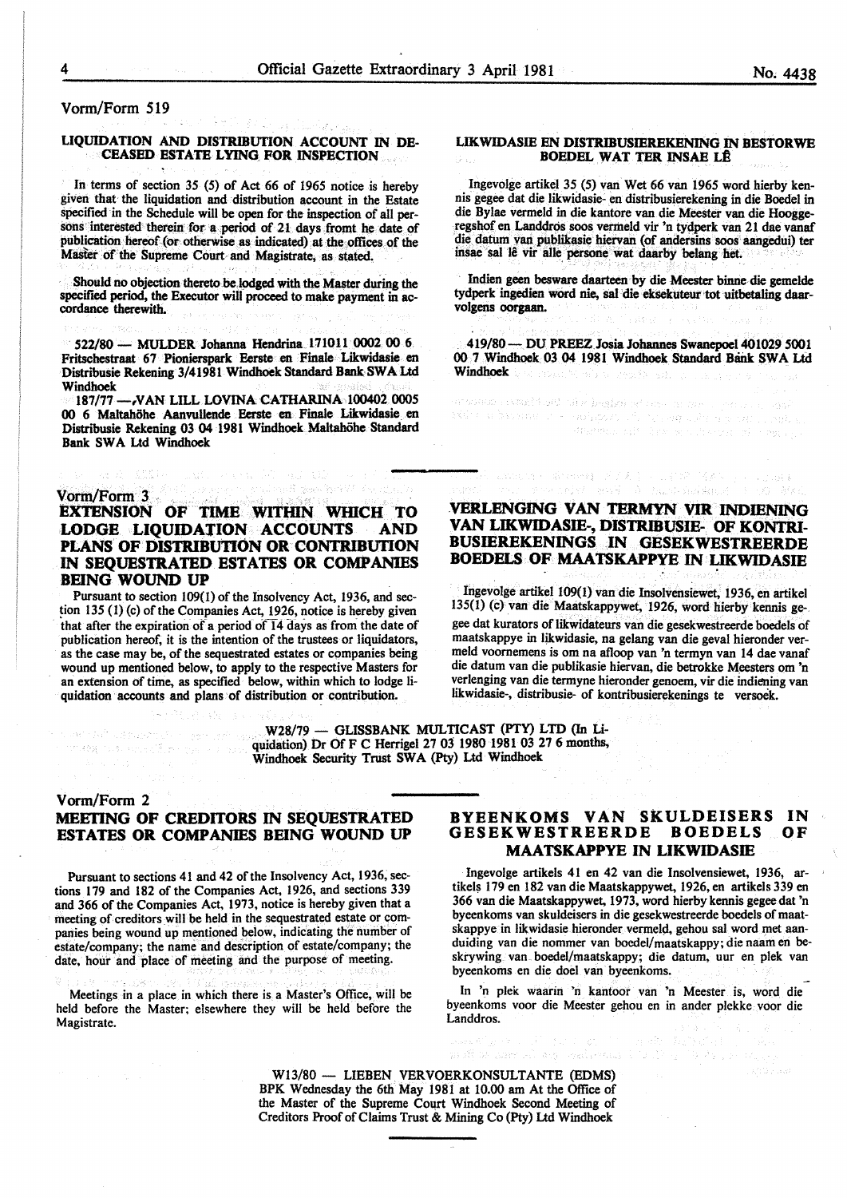Vorm/Form 519

**LIQUIDATION AND DISTRIBUTION ACCOUNT IN DECEASED ESTATE LYING FOR INSPECTION**

In terms of section 35 (5) of Act 66 of 1965 notice is hereby given that the liquidation and distribution account in the Estate specified in the Schedule will be open for the inspection of all persons interested therein for a period of 21 days fromt he date of publication hereof (or otherwise as indicated) at the offices of the Master of the Supreme Court and Magistrate, as stated.

Should no objection thereto be lodged with the Master during the specified period, the Executor will proceed to make payment in accordance therewith.

**LIKWIDASIE EN DISTRIBUSIEREKENING IN BESTORWE BOEDEL WAT TER INSAE LÊ**

Ingevolge artikel 35 (5) van Wet 66 van 1965 word hierby kennis gegee dat die likwidasie- en distribusierekening in die Boedel in die Bylae vermeld in die kantore van die Meester van die Hooggeregshof en Landdros soos vermeld vir 'n tydperk van 21 dae vanaf die datum van publikasie hiervan (of andersins soos aangedui) ter insae sal lê vir alle persone wat daarby belang het.

Indien geen besware daarteen by die Meester binne die gemelde tydperk ingedien word nie, sal die eksekuteur tot uitbetaling daarvolgens oorgaan.

522/80 — MULDER Johanna Hendrina 171011 0002 00 6 Fritschestraat 67 Pionierspark Eerste en Finale Likwidasie en Distribusie Rekening 3/41981 Windhoek Standard Bank SWA Ltd Windhoek

187/77 — VAN LILL LOVINA CATHARINA 100402 0005 00 6 Maltahöhe Aanvullende Eerste en Finale Likwidasie en Distribusie Rekening 03 04 1981 Windhoek Maltahöhe Standard Bank SWA Ltd Windhoek

419/80 — DU PREEZ Josia Johannes Swanepoel 401029 5001 00 7 Windhoek 03 04 1981 Windhoek Standard Bank SWA Ltd Windhoek

Vorm/Form 3

## EXTENSION OF TIME WITHIN WHICH TO LODGE LIQUIDATION ACCOUNTS AND PLANS OF DISTRIBUTION OR CONTRIBUTION IN SEQUESTRATED ESTATES OR COMPANIES BEING WOUND UP

Pursuant to section 109(1) of the Insolvency Act, 1936, and section 135 (1) (c) of the Companies Act, 1926, notice is hereby given that after the expiration of a period of 14 days as from the date of publication hereof, it is the intention of the trustees or liquidators, as the case may be, of the sequestrated estates or companies being wound up mentioned below, to apply to the respective Masters for an extension of time, as specified below, within which to lodge liquidation accounts and plans of distribution or contribution.

## VERLENGING VAN TERMYN VIR INDIENING VAN LIKWIDASIE-, DISTRIBUSIE- OF KONTRIBUSIEREKENINGS IN GESEKWESTREERDE BOEDELS OF MAATSKAPPYE IN LIKWIDASIE

Ingevolge artikel 109(1) van die Insolvensiewet, 1936, en artikel 135(1) (c) van die Maatskappywet, 1926, word hierby kennis gegee dat kurators of likwidateurs van die gesekwestreerde boedels of maatskappye in likwidasie, na gelang van die geval hieronder vermeld voornemens is om na afloop van 'n termyn van 14 dae vanaf die datum van die publikasie hiervan, die betrokke Meesters om 'n verlenging van die termyne hieronder genoem, vir die indiening van likwidasie-, distribusie- of kontribusierekenings te versoek.

W28/79 — GLISSBANK MULTICAST (PTY) LTD (In Liquidation) Dr Of F C Herrigel 27 03 1980 1981 03 27 6 months, Windhoek Security Trust SWA (Pty) Ltd Windhoek

Vorm/Form 2

## MEETING OF CREDITORS IN SEQUESTRATED ESTATES OR COMPANIES BEING WOUND UP

Pursuant to sections 41 and 42 of the Insolvency Act, 1936, sections 179 and 182 of the Companies Act, 1926, and sections 339 and 366 of the Companies Act, 1973, notice is hereby given that a meeting of creditors will be held in the sequestrated estate or companies being wound up mentioned below, indicating the number of estate/company; the name and description of estate/company; the date, hour and place of meeting and the purpose of meeting.

Meetings in a place in which there is a Master's Office, will be held before the Master; elsewhere they will be held before the Magistrate.

## BYEENKOMS VAN SKULDEISERS IN GESEKWESTREERDE BOEDELS OF MAATSKAPPYE IN LIKWIDASIE

Ingevolge artikels 41 en 42 van die Insolvensiewet, 1936, artikels 179 en 182 van die Maatskappywet, 1926, en artikels 339 en 366 van die Maatskappywet, 1973, word hierby kennis gegee dat 'n byeenkoms van skuldeisers in die gesekwestreerde boedels of maatskappye in likwidasie hieronder vermeld, gehou sal word met aanduiding van die nommer van boedel/maatskappy; die naam en beskrywing van boedel/maatskappy; die datum, uur en plek van byeenkoms en die doel van byeenkoms.

In 'n plek waarin 'n kantoor van 'n Meester is, word die byeenkoms voor die Meester gehou en in ander plekke voor die Landdros.

W13/80 — LIEBEN VERVOERKONSULTANTE (EDMS) BPK Wednesday the 6th May 1981 at 10.00 am At the Office of the Master of the Supreme Court Windhoek Second Meeting of Creditors Proof of Claims Trust & Mining Co (Pty) Ltd Windhoek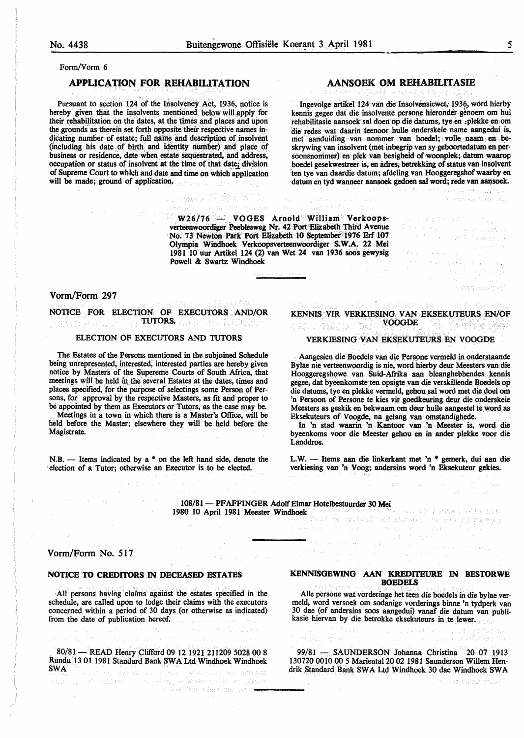Form/Vorm 6

## APPLICATION FOR REHABILITATION

Pursuant to section 124 of the Insolvency Act, 1936, notice is hereby given that the insolvents mentioned below will apply for their rehabilitation on the dates, at the times and places and upon the grounds as therein set forth opposite their respective names indicating number of estate; full name and description of insolvent (including his date of birth and identity number) and place of business or residence, date when estate sequestrated, and address, occupation or status of insolvent at the time of that date; division of Supreme Court to which and date and time on which application will be made; ground of application.

## AANSOEK OM REHABILITASIE

Ingevolge artikel 124 van die Insolvensiewet, 1936, word hierby kennis gegee dat die insolvente persone hieronder genoem om hul rehabilitasie aansoek sal doen op die datums, tye en plekke en om die redes wat daarin teenoor hulle onderskeie name aangedui is, met aanduiding van nommer van boedel; volle naam en beskrywing van insolvent (met inbegrip van sy geboortedatum en persoonsnommer) en plek van besigheid of woonplek; datum waarop boedel gesekwestreer is, en adres, betrekking of status van insolvent ten tye van daardie datum; afdeling van Hooggeregshof waarby en datum en tyd wanneer aansoek gedoen sal word; rede van aansoek.

**W26/76 — VOGES Arnold William Verkoopsverteenwoordiger Peeblesweg Nr. 42 Port Elizabeth Third Avenue No. 73 Newton Park Port Elizabeth 10 September 1976 Erf 107 Olympia Windhoek Verkoopsverteenwoordiger S.W.A. 22 Mei 1981 10 uur Artikel 124 (2) van Wet 24 van 1936 soos gewysig Powell & Swartz Windhoek**

---

Vorm/Form 297

## NOTICE FOR ELECTION OF EXECUTORS AND/OR TUTORS.

### ELECTION OF EXECUTORS AND TUTORS

The Estates of the Persons mentioned in the subjoined Schedule being unrepresented, interested, interested parties are hereby given notice by Masters of the Supereme Courts of South Africa, that meetings will be held in the several Estates at the dates, times and places specified, for the purpose of selectings some Person of Persons, for approval by the respective Masters, as fit and proper to be appointed by them as Executors or Tutors, as the case may be.

Meetings in a town in which there is a Master's Office, will be held before the Master; elsewhere they will be held before the Magistrate.

N.B. — Items indicated by a * on the left hand side, denote the election of a Tutor; otherwise an Executor is to be elected.

## KENNIS VIR VERKIESING VAN EKSEKUTEURS EN/OF VOOGDE

### VERKIESING VAN EKSEKUTEURS EN VOOGDE

Aangesien die Boedels van die Persone vermeld in onderstaande Bylae nie verteenwoordig is nie, word hierby deur Meesters van die Hooggeregshowe van Suid-Afrika aan bleanghebbendes kennis gegee, dat byeenkomste ten opsigte van die verskillende Boedels op die datums, tye en plekke vermeld, gehou sal word met die doel om 'n Persoon of Persone te kies vir goedkeuring deur die onderskeie Meesters as geskik en bekwaam om deur hulle aangestel te word as Eksekuteurs of Voogde, na gelang van omstandighede.

In 'n stad waarin 'n Kantoor van 'n Meester is, word die byeenkoms voor die Meester gehou en in ander plekke voor die Landdros.

L.W. — Items aan die linkerkant met 'n * gemerk, dui aan die verkiesing van 'n Voog; andersins word 'n Eksekuteur gekies.

**108/81 — PFAFFINGER Adolf Elmar Hotelbestuurder 30 Mei 1980 10 April 1981 Meester Windhoek**

---

Vorm/Form No. 517

## NOTICE TO CREDITORS IN DECEASED ESTATES

All persons having claims against the estates specified in the schedule, are called upon to lodge their claims with the executors concerned within a period of 30 days (or otherwise as indicated) from the date of publication hereof.

80/81 — READ Henry Clifford 09 12 1921 211209 5028 00 8 Rundu 13 01 1981 Standard Bank SWA Ltd Windhoek Windhoek SWA

## KENNISGEWING AAN KREDITEURE IN BESTORWE BOEDELS

Alle persone wat vorderinge het teen die boedels in die bylae vermeld, word versoek om sodanige vorderings binne 'n tydperk van 30 dae (of andersins soos aangedui) vanaf die datum van publikasie hiervan by die betrokke eksekuteurs in te lewer.

99/81 — SAUNDERSON Johanna Christina 20 07 1913 130720 0010 00 5 Mariental 20 02 1981 Saunderson Willem Hendrik Standard Bank SWA Ltd Windhoek 30 dae Windhoek SWA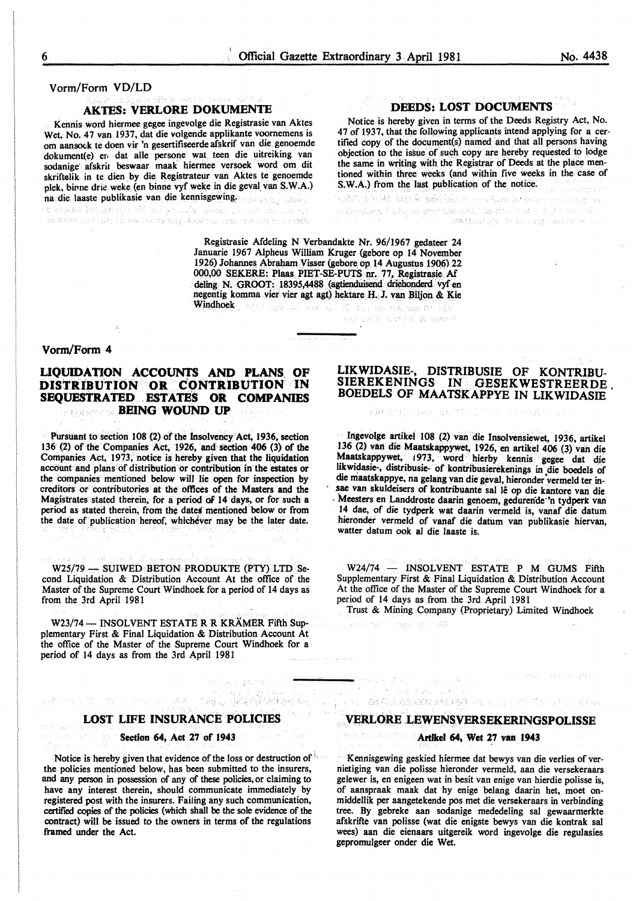Vorm/Form VD/LD

## AKTES: VERLORE DOKUMENTE

Kennis word hiermee gegee ingevolge die Registrasie van Aktes Wet, No. 47 van 1937, dat die volgende applikante voornemens is om aansoek te doen vir 'n gesertifiseerde afskrif van die genoemde dokument(e) en dat alle persone wat teen die uitreiking van sodanige afskrif beswaar maak hiermee versoek word om dit skriftelik in te dien by die Registrateur van Aktes te genoemde plek, binne drie weke (en binne vyf weke in die geval van S.W.A.) na die laaste publikasie van die kennisgewing.

## DEEDS: LOST DOCUMENTS

Notice is hereby given in terms of the Deeds Registry Act, No. 47 of 1937, that the following applicants intend applying for a certified copy of the document(s) named and that all persons having objection to the issue of such copy are hereby requested to lodge the same in writing with the Registrar of Deeds at the place mentioned within three weeks (and within five weeks in the case of S.W.A.) from the last publication of the notice.

Registrasie Afdeling N Verbandakte Nr. 96/1967 gedateer 24 Januarie 1967 Alpheus William Kruger (gebore op 14 November 1926) Johannes Abraham Visser (gebore op 14 Augustus 1906) 22 000,00 SEKERE: Plaas PIET-SE-PUTS nr. 77, Registrasie Afdeling N. GROOT: 18395,4488 (agtienduisend driehonderd vyf en negentig komma vier vier agt agt) hektare H. J. van Biljon & Kie Windhoek

Vorm/Form 4

## LIQUIDATION ACCOUNTS AND PLANS OF DISTRIBUTION OR CONTRIBUTION IN SEQUESTRATED ESTATES OR COMPANIES BEING WOUND UP

Pursuant to section 108 (2) of the Insolvency Act, 1936, section 136 (2) of the Companies Act, 1926, and section 406 (3) of the Companies Act, 1973, notice is hereby given that the liquidation account and plans of distribution or contribution in the estates or the companies mentioned below will lie open for inspection by creditors or contributories at the offices of the Masters and the Magistrates stated therein, for a period of 14 days, or for such a period as stated therein, from the dates mentioned below or from the date of publication hereof, whichever may be the later date.

## LIKWIDASIE-, DISTRIBUSIE OF KONTRIBUSIEREKENINGS IN GESEKWESTREERDE BOEDELS OF MAATSKAPPYE IN LIKWIDASIE

Ingevolge artikel 108 (2) van die Insolvensiewet, 1936, artikel 136 (2) van die Maatskappywet, 1926, en artikel 406 (3) van die Maatskappywet, 1973, word hierby kennis gegee dat die likwidasie-, distribusie- of kontribusierekenings in die boedels of die maatskappye, na gelang van die geval, hieronder vermeld ter insae van skuldeisers of kontribuante sal lê op die kantore van die Meesters en Landdroste daarin genoem, gedurende 'n tydperk van 14 dae, of die tydperk wat daarin vermeld is, vanaf die datum hieronder vermeld of vanaf die datum van publikasie hiervan, watter datum ook al die laaste is.

W25/79 — SUIWED BETON PRODUKTE (PTY) LTD Second Liquidation & Distribution Account At the office of the Master of the Supreme Court Windhoek for a period of 14 days as from the 3rd April 1981

W23/74 — INSOLVENT ESTATE R R KRÄMER Fifth Supplementary First & Final Liquidation & Distribution Account At the office of the Master of the Supreme Court Windhoek for a period of 14 days as from the 3rd April 1981

W24/74 — INSOLVENT ESTATE P M GUMS Fifth Supplementary First & Final Liquidation & Distribution Account At the office of the Master of the Supreme Court Windhoek for a period of 14 days as from the 3rd April 1981

Trust & Mining Company (Proprietary) Limited Windhoek

## LOST LIFE INSURANCE POLICIES

**Section 64, Act 27 of 1943**

Notice is hereby given that evidence of the loss or destruction of the policies mentioned below, has been submitted to the insurers, and any person in possession of any of these policies, or claiming to have any interest therein, should communicate immediately by registered post with the insurers. Failing any such communication, certified copies of the policies (which shall be the sole evidence of the contract) will be issued to the owners in terms of the regulations framed under the Act.

## VERLORE LEWENSVERSEKERINGSPOLISSE

**Artikel 64, Wet 27 van 1943**

Kennisgewing geskied hiermee dat bewys van die verlies of vernietiging van die polisse hieronder vermeld, aan die versekeraars gelewer is, en enigeen wat in besit van enige van hierdie polisse is, of aanspraak maak dat hy enige belang daarin het, moet onmiddellik per aangetekende pos met die versekeraars in verbinding tree. By gebreke aan sodanige mededeling sal gewaarmerkte afskrifte van polisse (wat die enigste bewys van die kontrak sal wees) aan die eienaars uitgereik word ingevolge die regulasies gepromulgeer onder die Wet.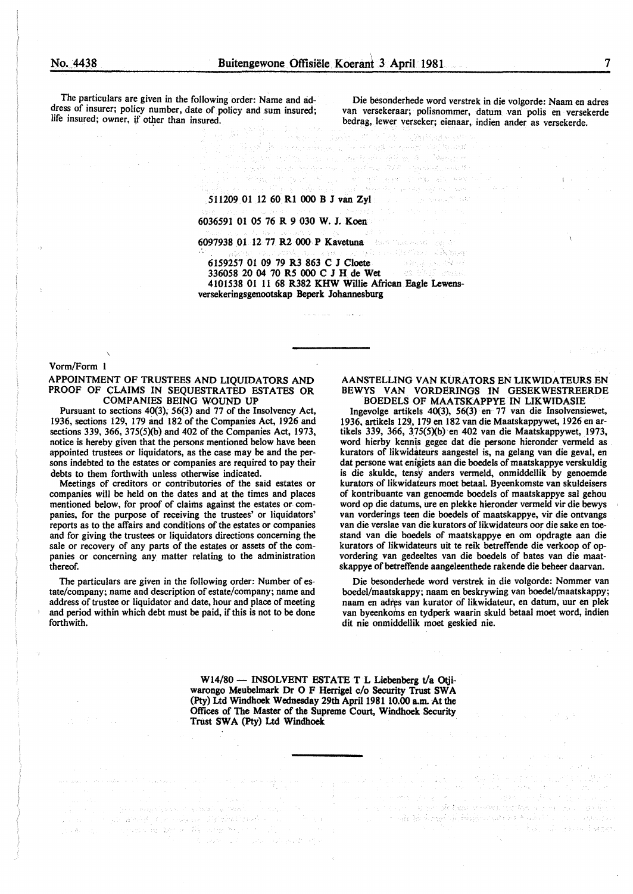The particulars are given in the following order: Name and address of insurer; policy number, date of policy and sum insured; life insured; owner, if other than insured.

Die besonderhede word verstrek in die volgorde: Naam en adres van versekeraar; polisnommer, datum van polis en versekerde bedrag, lewer verseker; eienaar, indien ander as versekerde.

**511209 01 12 60 R1 000 B J van Zyl**

**6036591 01 05 76 R 9 030 W. J. Koen**

**6097938 01 12 77 R2 000 P Kavetuna**

**6159257 01 09 79 R3 863 C J Cloete**
**336058 20 04 70 R5 000 C J H de Wet**
**4101538 01 11 68 R382 KHW Willie African Eagle Lewensversekeringsgenootskap Beperk Johannesburg**

---

Vorm/Form 1

## APPOINTMENT OF TRUSTEES AND LIQUIDATORS AND PROOF OF CLAIMS IN SEQUESTRATED ESTATES OR COMPANIES BEING WOUND UP

Pursuant to sections 40(3), 56(3) and 77 of the Insolvency Act, 1936, sections 129, 179 and 182 of the Companies Act, 1926 and sections 339, 366, 375(5)(b) and 402 of the Companies Act, 1973, notice is hereby given that the persons mentioned below have been appointed trustees or liquidators, as the case may be and the persons indebted to the estates or companies are required to pay their debts to them forthwith unless otherwise indicated.

Meetings of creditors or contributories of the said estates or companies will be held on the dates and at the times and places mentioned below, for proof of claims against the estates or companies, for the purpose of receiving the trustees' or liquidators' reports as to the affairs and conditions of the estates or companies and for giving the trustees or liquidators directions concerning the sale or recovery of any parts of the estates or assets of the companies or concerning any matter relating to the administration thereof.

The particulars are given in the following order: Number of estate/company; name and description of estate/company; name and address of trustee or liquidator and date, hour and place of meeting and period within which debt must be paid, if this is not to be done forthwith.

## AANSTELLING VAN KURATORS EN LIKWIDATEURS EN BEWYS VAN VORDERINGS IN GESEKWESTREERDE BOEDELS OF MAATSKAPPYE IN LIKWIDASIE

Ingevolge artikels 40(3), 56(3) en 77 van die Insolvensiewet, 1936, artikels 129, 179 en 182 van die Maatskappywet, 1926 en artikels 339, 366, 375(5)(b) en 402 van die Maatskappywet, 1973, word hierby kennis gegee dat die persone hieronder vermeld as kurators of likwidateurs aangestel is, na gelang van die geval, en dat persone wat enigiets aan die boedels of maatskappye verskuldig is die skulde, tensy anders vermeld, onmiddellik by genoemde kurators of likwidateurs moet betaal. Byeenkomste van skuldeisers of kontribuante van genoemde boedels of maatskappye sal gehou word op die datums, ure en plekke hieronder vermeld vir die bewys van vorderings teen die boedels of maatskappye, vir die ontvangs van die verslae van die kurators of likwidateurs oor die sake en toestand van die boedels of maatskappye en om opdragte aan die kurators of likwidateurs uit te reik betreffende die verkoop of opvordering van gedeeltes van die boedels of bates van die maatskappye of betreffende aangeleenthede rakende die beheer daarvan.

Die besonderhede word verstrek in die volgorde: Nommer van boedel/maatskappy; naam en beskrywing van boedel/maatskappy; naam en adres van kurator of likwidateur, en datum, uur en plek van byeenkoms en tydperk waarin skuld betaal moet word, indien dit nie onmiddellik moet geskied nie.

**W14/80 — INSOLVENT ESTATE T L Liebenberg t/a Otjiwarongo Meubelmark Dr O F Herrigel c/o Security Trust SWA (Pty) Ltd Windhoek Wednesday 29th April 1981 10.00 a.m. At the Offices of The Master of the Supreme Court, Windhoek Security Trust SWA (Pty) Ltd Windhoek**

---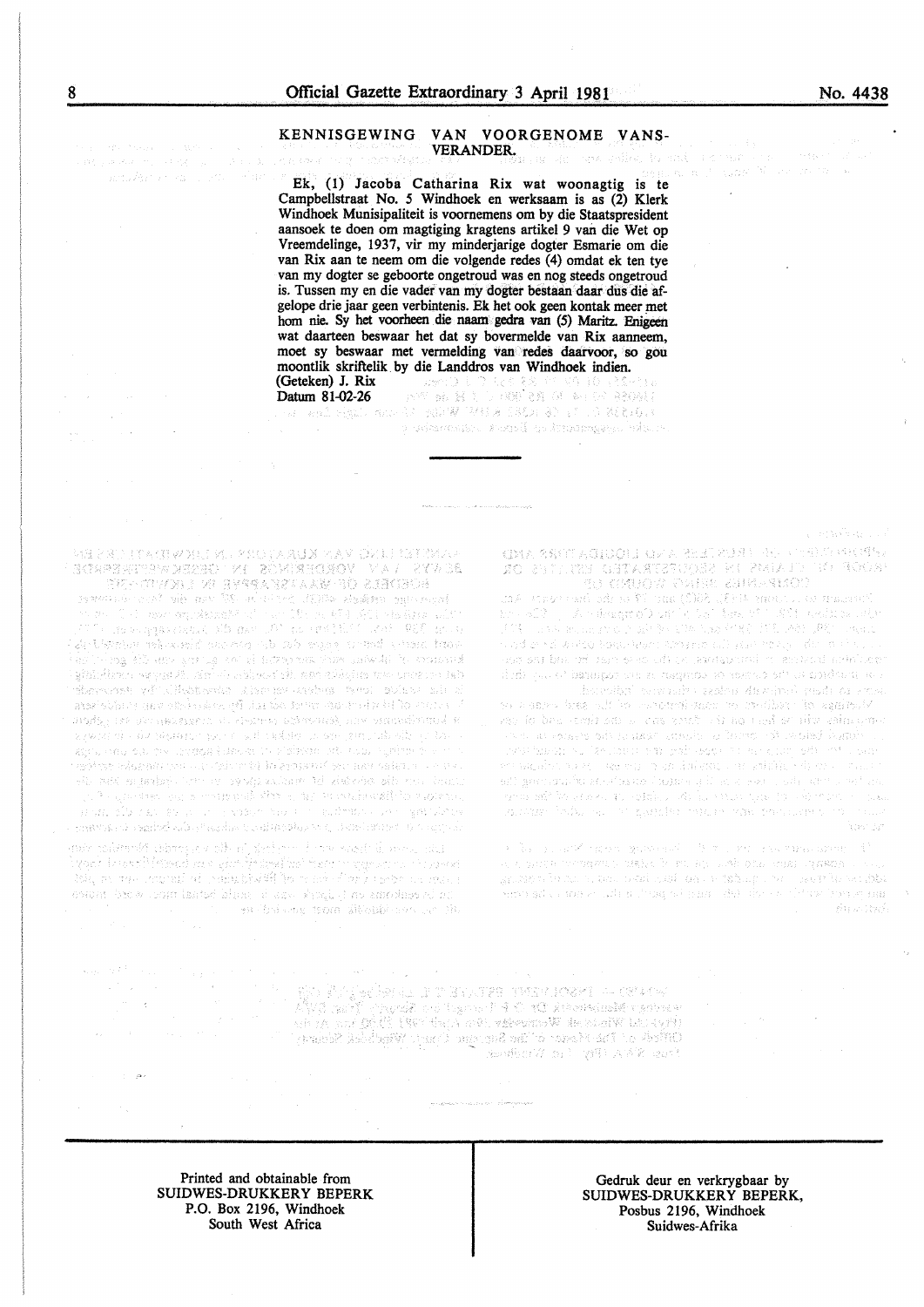## KENNISGEWING VAN VOORGENOME VANS-VERANDER.

Ek, (1) Jacoba Catharina Rix wat woonagtig is te Campbellstraat No. 5 Windhoek en werksaam is as (2) Klerk Windhoek Munisipaliteit is voornemens om by die Staatspresident aansoek te doen om magtiging kragtens artikel 9 van die Wet op Vreemdelinge, 1937, vir my minderjarige dogter Esmarie om die van Rix aan te neem om die volgende redes (4) omdat ek ten tye van my dogter se geboorte ongetroud was en nog steeds ongetroud is. Tussen my en die vader van my dogter bestaan daar dus die afgelope drie jaar geen verbintenis. Ek het ook geen kontak meer met hom nie. Sy het voorheen die naam gedra van (5) Maritz. Enigeen wat daarteen beswaar het dat sy bovermelde van Rix aanneem, moet sy beswaar met vermelding van redes daarvoor, so gou moontlik skriftelik by die Landdros van Windhoek indien.

(Geteken) J. Rix
Datum 81-02-26

---

Printed and obtainable from
SUIDWES-DRUKKERY BEPERK
P.O. Box 2196, Windhoek
South West Africa

Gedruk deur en verkrygbaar by
SUIDWES-DRUKKERY BEPERK,
Posbus 2196, Windhoek
Suidwes-Afrika